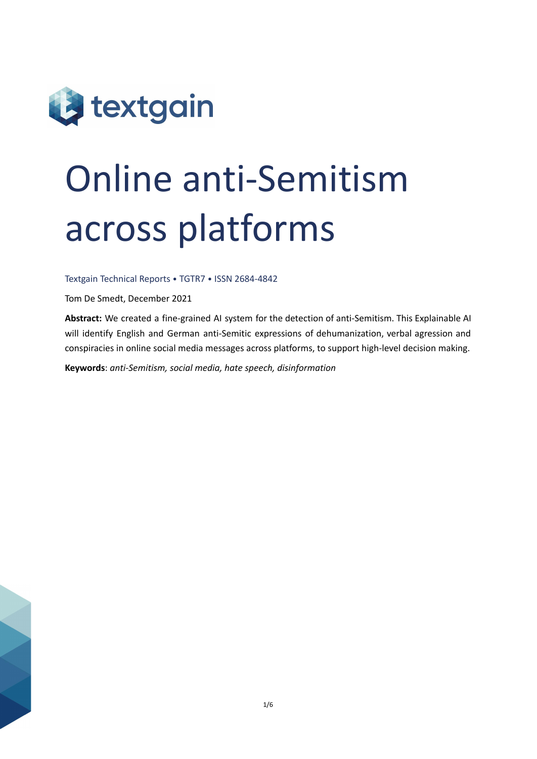textgain

# Online anti-Semitism across platforms

Textgain Technical Reports • TGTR7 • ISSN 2684-4842

Tom De Smedt, December 2021

**Abstract:** We created a fine-grained AI system for the detection of anti-Semitism. This Explainable AI will identify English and German anti-Semitic expressions of dehumanization, verbal agression and conspiracies in online social media messages across platforms, to support high-level decision making.

**Keywords**: *anti-Semitism, social media, hate speech, disinformation*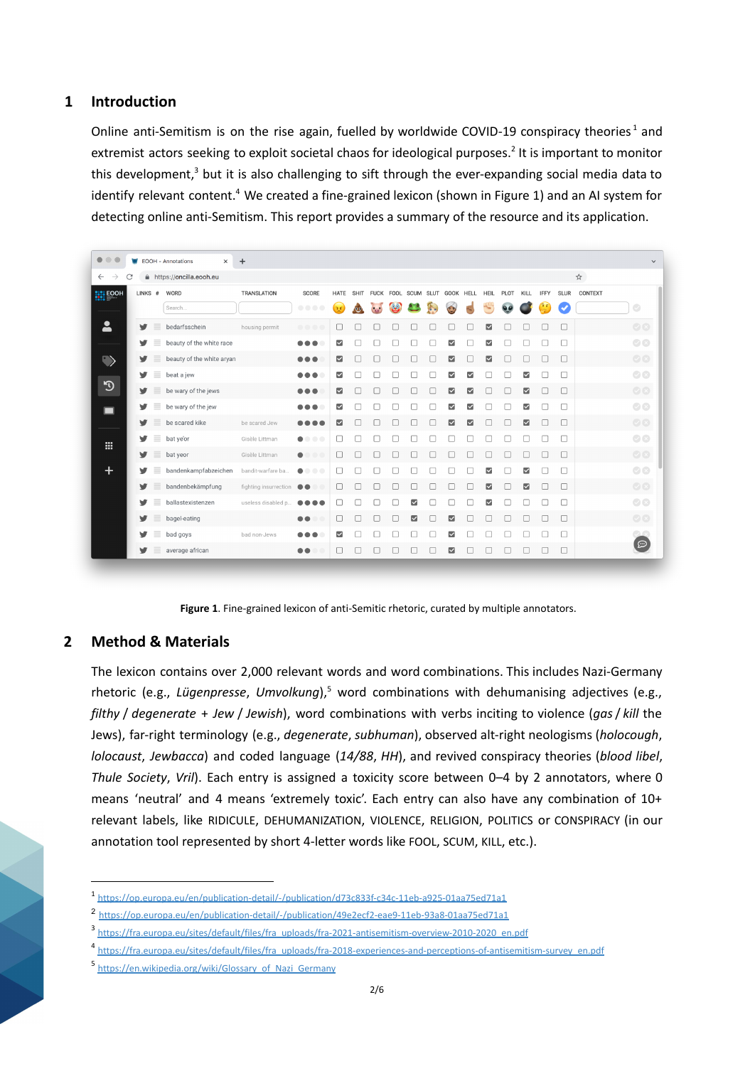## 1 Introduction

Online anti-Semitism is on the rise again, fuelled by worldwide COVID-19 conspiracy theories[1] and extremist actors seeking to exploit societal chaos for ideological purposes.[2] It is important to monitor this development,[3] but it is also challenging to sift through the ever-expanding social media data to identify relevant content.[4] We created a fine-grained lexicon (shown in Figure 1) and an AI system for detecting online anti-Semitism. This report provides a summary of the resource and its application.

**Figure 1**. Fine-grained lexicon of anti-Semitic rhetoric, curated by multiple annotators.

## 2 Method & Materials

The lexicon contains over 2,000 relevant words and word combinations. This includes Nazi-Germany rhetoric (e.g., *Lügenpresse*, *Umvolkung*),[5] word combinations with dehumanising adjectives (e.g., *filthy* / *degenerate* + *Jew* / *Jewish*), word combinations with verbs inciting to violence (*gas* / *kill* the Jews), far-right terminology (e.g., *degenerate*, *subhuman*), observed alt-right neologisms (*holocough*, *lolocaust*, *Jewbacca*) and coded language (*14/88*, *HH*), and revived conspiracy theories (*blood libel*, *Thule Society*, *Vril*). Each entry is assigned a toxicity score between 0–4 by 2 annotators, where 0 means 'neutral' and 4 means 'extremely toxic'. Each entry can also have any combination of 10+ relevant labels, like RIDICULE, DEHUMANIZATION, VIOLENCE, RELIGION, POLITICS or CONSPIRACY (in our annotation tool represented by short 4-letter words like FOOL, SCUM, KILL, etc.).

---

[1] https://op.europa.eu/en/publication-detail/-/publication/d73c833f-c34c-11eb-a925-01aa75ed71a1

[2] https://op.europa.eu/en/publication-detail/-/publication/49e2ecf2-eae9-11eb-93a8-01aa75ed71a1

[3] https://fra.europa.eu/sites/default/files/fra_uploads/fra-2021-antisemitism-overview-2010-2020_en.pdf

[4] https://fra.europa.eu/sites/default/files/fra_uploads/fra-2018-experiences-and-perceptions-of-antisemitism-survey_en.pdf

[5] https://en.wikipedia.org/wiki/Glossary_of_Nazi_Germany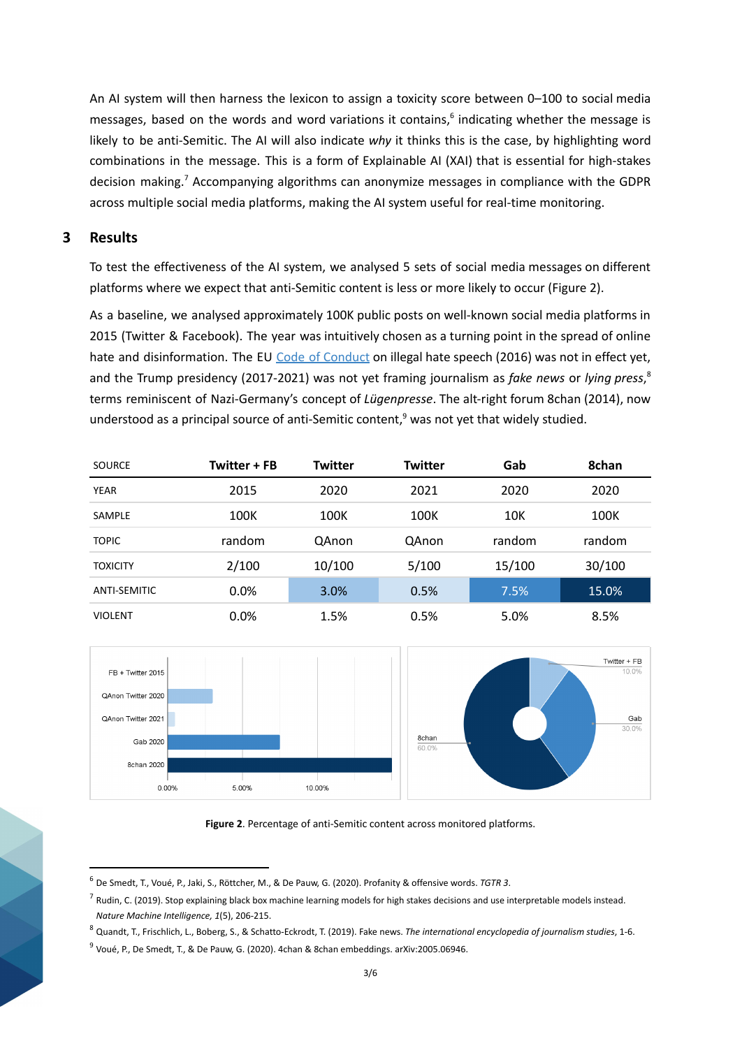An AI system will then harness the lexicon to assign a toxicity score between 0–100 to social media messages, based on the words and word variations it contains,[6] indicating whether the message is likely to be anti-Semitic. The AI will also indicate *why* it thinks this is the case, by highlighting word combinations in the message. This is a form of Explainable AI (XAI) that is essential for high-stakes decision making.[7] Accompanying algorithms can anonymize messages in compliance with the GDPR across multiple social media platforms, making the AI system useful for real-time monitoring.

## 3 Results

To test the effectiveness of the AI system, we analysed 5 sets of social media messages on different platforms where we expect that anti-Semitic content is less or more likely to occur (Figure 2).

As a baseline, we analysed approximately 100K public posts on well-known social media platforms in 2015 (Twitter & Facebook). The year was intuitively chosen as a turning point in the spread of online hate and disinformation. The EU Code of Conduct on illegal hate speech (2016) was not in effect yet, and the Trump presidency (2017-2021) was not yet framing journalism as *fake news* or *lying press*,[8] terms reminiscent of Nazi-Germany's concept of *Lügenpresse*. The alt-right forum 8chan (2014), now understood as a principal source of anti-Semitic content,[9] was not yet that widely studied.

| SOURCE | Twitter + FB | Twitter | Twitter | Gab | 8chan |
|---|---|---|---|---|---|
| YEAR | 2015 | 2020 | 2021 | 2020 | 2020 |
| SAMPLE | 100K | 100K | 100K | 10K | 100K |
| TOPIC | random | QAnon | QAnon | random | random |
| TOXICITY | 2/100 | 10/100 | 5/100 | 15/100 | 30/100 |
| ANTI-SEMITIC | 0.0% | 3.0% | 0.5% | 7.5% | 15.0% |
| VIOLENT | 0.0% | 1.5% | 0.5% | 5.0% | 8.5% |

**Figure 2**. Percentage of anti-Semitic content across monitored platforms.

[6] De Smedt, T., Voué, P., Jaki, S., Röttcher, M., & De Pauw, G. (2020). Profanity & offensive words. *TGTR 3*.

[7] Rudin, C. (2019). Stop explaining black box machine learning models for high stakes decisions and use interpretable models instead. *Nature Machine Intelligence, 1*(5), 206-215.

[8] Quandt, T., Frischlich, L., Boberg, S., & Schatto-Eckrodt, T. (2019). Fake news. *The international encyclopedia of journalism studies*, 1-6.

[9] Voué, P., De Smedt, T., & De Pauw, G. (2020). 4chan & 8chan embeddings. arXiv:2005.06946.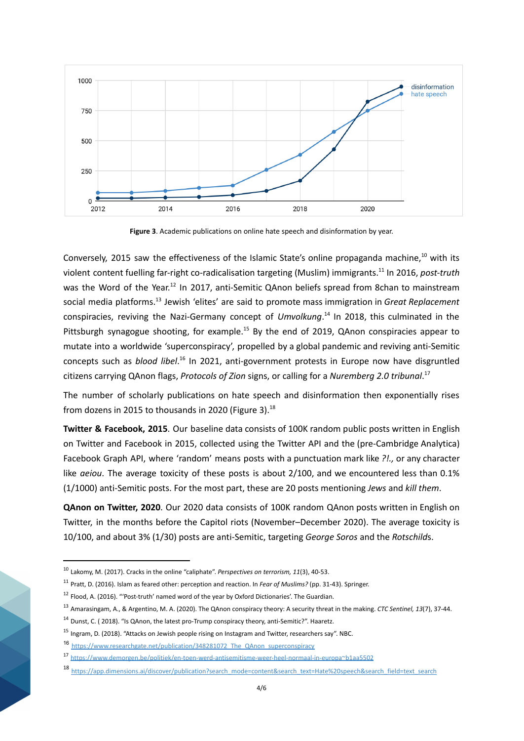**Figure 3**. Academic publications on online hate speech and disinformation by year.

Conversely, 2015 saw the effectiveness of the Islamic State's online propaganda machine,[10] with its violent content fuelling far-right co-radicalisation targeting (Muslim) immigrants.[11] In 2016, *post-truth* was the Word of the Year.[12] In 2017, anti-Semitic QAnon beliefs spread from 8chan to mainstream social media platforms.[13] Jewish 'elites' are said to promote mass immigration in *Great Replacement* conspiracies, reviving the Nazi-Germany concept of *Umvolkung*.[14] In 2018, this culminated in the Pittsburgh synagogue shooting, for example.[15] By the end of 2019, QAnon conspiracies appear to mutate into a worldwide 'superconspiracy', propelled by a global pandemic and reviving anti-Semitic concepts such as *blood libel*.[16] In 2021, anti-government protests in Europe now have disgruntled citizens carrying QAnon flags, *Protocols of Zion* signs, or calling for a *Nuremberg 2.0 tribunal*.[17]

The number of scholarly publications on hate speech and disinformation then exponentially rises from dozens in 2015 to thousands in 2020 (Figure 3).[18]

**Twitter & Facebook, 2015**. Our baseline data consists of 100K random public posts written in English on Twitter and Facebook in 2015, collected using the Twitter API and the (pre-Cambridge Analytica) Facebook Graph API, where 'random' means posts with a punctuation mark like *?!.,* or any character like *aeiou*. The average toxicity of these posts is about 2/100, and we encountered less than 0.1% (1/1000) anti-Semitic posts. For the most part, these are 20 posts mentioning *Jews* and *kill them*.

**QAnon on Twitter, 2020**. Our 2020 data consists of 100K random QAnon posts written in English on Twitter, in the months before the Capitol riots (November–December 2020). The average toxicity is 10/100, and about 3% (1/30) posts are anti-Semitic, targeting *George Soros* and the *Rotschild*s.

---

[10] Lakomy, M. (2017). Cracks in the online "caliphate". *Perspectives on terrorism, 11*(3), 40-53.

[11] Pratt, D. (2016). Islam as feared other: perception and reaction. In *Fear of Muslims?* (pp. 31-43). Springer.

[12] Flood, A. (2016). "'Post-truth' named word of the year by Oxford Dictionaries'. The Guardian.

[13] Amarasingam, A., & Argentino, M. A. (2020). The QAnon conspiracy theory: A security threat in the making. *CTC Sentinel, 13*(7), 37-44.

[14] Dunst, C. ( 2018). "Is QAnon, the latest pro-Trump conspiracy theory, anti-Semitic?". Haaretz.

[15] Ingram, D. (2018). "Attacks on Jewish people rising on Instagram and Twitter, researchers say". NBC.

[16] https://www.researchgate.net/publication/348281072_The_QAnon_superconspiracy

[17] https://www.demorgen.be/politiek/en-toen-werd-antisemitisme-weer-heel-normaal-in-europa~b1aa5502

[18] https://app.dimensions.ai/discover/publication?search_mode=content&search_text=Hate%20speech&search_field=text_search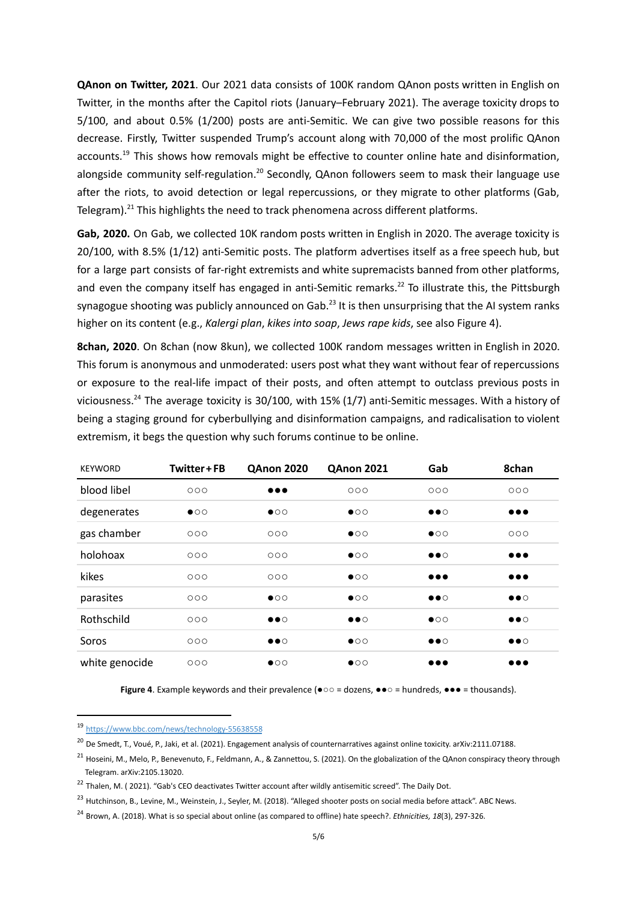**QAnon on Twitter, 2021**. Our 2021 data consists of 100K random QAnon posts written in English on Twitter, in the months after the Capitol riots (January–February 2021). The average toxicity drops to 5/100, and about 0.5% (1/200) posts are anti-Semitic. We can give two possible reasons for this decrease. Firstly, Twitter suspended Trump's account along with 70,000 of the most prolific QAnon accounts.[19] This shows how removals might be effective to counter online hate and disinformation, alongside community self-regulation.[20] Secondly, QAnon followers seem to mask their language use after the riots, to avoid detection or legal repercussions, or they migrate to other platforms (Gab, Telegram).[21] This highlights the need to track phenomena across different platforms.

**Gab, 2020.** On Gab, we collected 10K random posts written in English in 2020. The average toxicity is 20/100, with 8.5% (1/12) anti-Semitic posts. The platform advertises itself as a free speech hub, but for a large part consists of far-right extremists and white supremacists banned from other platforms, and even the company itself has engaged in anti-Semitic remarks.[22] To illustrate this, the Pittsburgh synagogue shooting was publicly announced on Gab.[23] It is then unsurprising that the AI system ranks higher on its content (e.g., *Kalergi plan*, *kikes into soap*, *Jews rape kids*, see also Figure 4).

**8chan, 2020**. On 8chan (now 8kun), we collected 100K random messages written in English in 2020. This forum is anonymous and unmoderated: users post what they want without fear of repercussions or exposure to the real-life impact of their posts, and often attempt to outclass previous posts in viciousness.[24] The average toxicity is 30/100, with 15% (1/7) anti-Semitic messages. With a history of being a staging ground for cyberbullying and disinformation campaigns, and radicalisation to violent extremism, it begs the question why such forums continue to be online.

| KEYWORD | Twitter+FB | QAnon 2020 | QAnon 2021 | Gab | 8chan |
|---|---|---|---|---|---|
| blood libel | ○○○ | ●●● | ○○○ | ○○○ | ○○○ |
| degenerates | ●○○ | ●○○ | ●○○ | ●●○ | ●●● |
| gas chamber | ○○○ | ○○○ | ●○○ | ●○○ | ○○○ |
| holohoax | ○○○ | ○○○ | ●○○ | ●●○ | ●●● |
| kikes | ○○○ | ○○○ | ●○○ | ●●● | ●●● |
| parasites | ○○○ | ●○○ | ●○○ | ●●○ | ●●○ |
| Rothschild | ○○○ | ●●○ | ●●○ | ●○○ | ●●○ |
| Soros | ○○○ | ●●○ | ●○○ | ●●○ | ●●○ |
| white genocide | ○○○ | ●○○ | ●○○ | ●●● | ●●● |

**Figure 4**. Example keywords and their prevalence (●○○ = dozens, ●●○ = hundreds, ●●● = thousands).

---

[19] https://www.bbc.com/news/technology-55638558

[20] De Smedt, T., Voué, P., Jaki, et al. (2021). Engagement analysis of counternarratives against online toxicity. arXiv:2111.07188.

[21] Hoseini, M., Melo, P., Benevenuto, F., Feldmann, A., & Zannettou, S. (2021). On the globalization of the QAnon conspiracy theory through Telegram. arXiv:2105.13020.

[22] Thalen, M. ( 2021). "Gab's CEO deactivates Twitter account after wildly antisemitic screed". The Daily Dot.

[23] Hutchinson, B., Levine, M., Weinstein, J., Seyler, M. (2018). "Alleged shooter posts on social media before attack". ABC News.

[24] Brown, A. (2018). What is so special about online (as compared to offline) hate speech?. *Ethnicities, 18*(3), 297-326.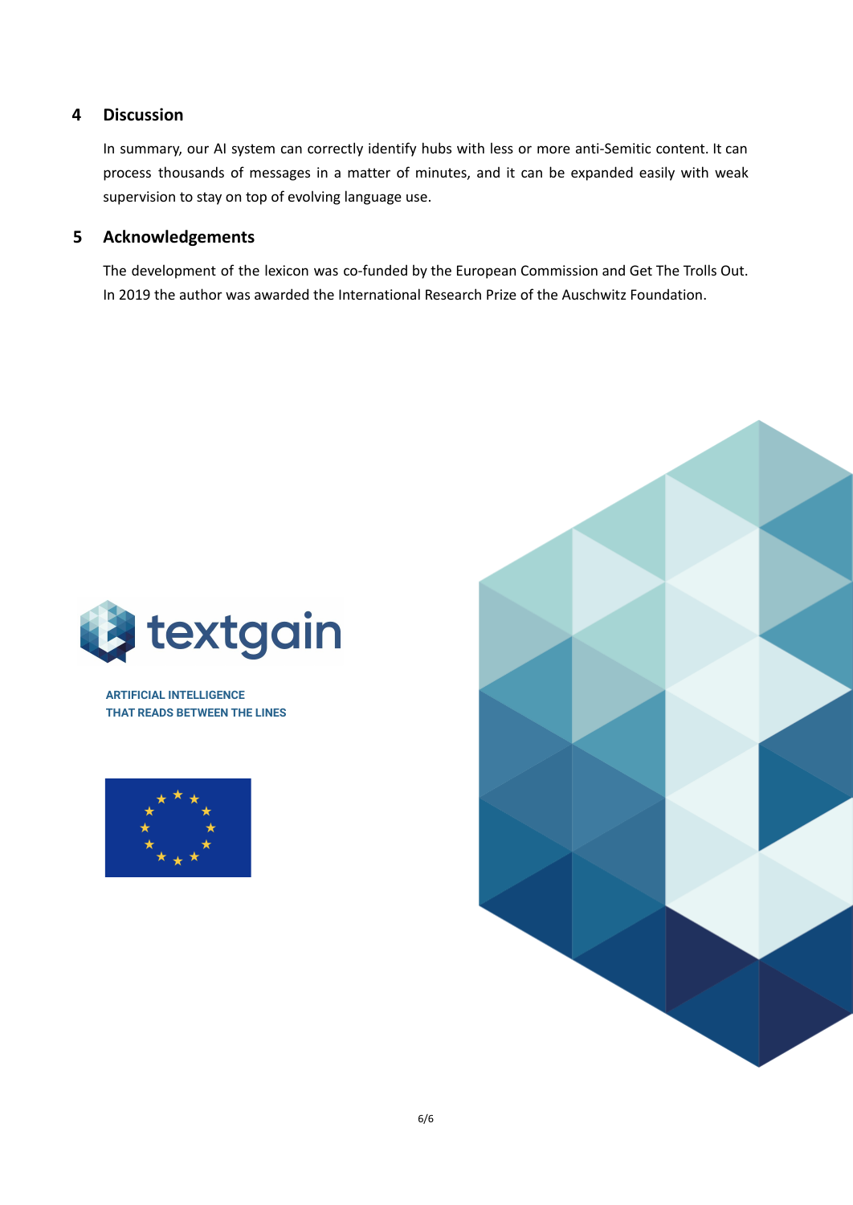## 4 Discussion

In summary, our AI system can correctly identify hubs with less or more anti-Semitic content. It can process thousands of messages in a matter of minutes, and it can be expanded easily with weak supervision to stay on top of evolving language use.

## 5 Acknowledgements

The development of the lexicon was co-funded by the European Commission and Get The Trolls Out. In 2019 the author was awarded the International Research Prize of the Auschwitz Foundation.

textgain

ARTIFICIAL INTELLIGENCE
THAT READS BETWEEN THE LINES